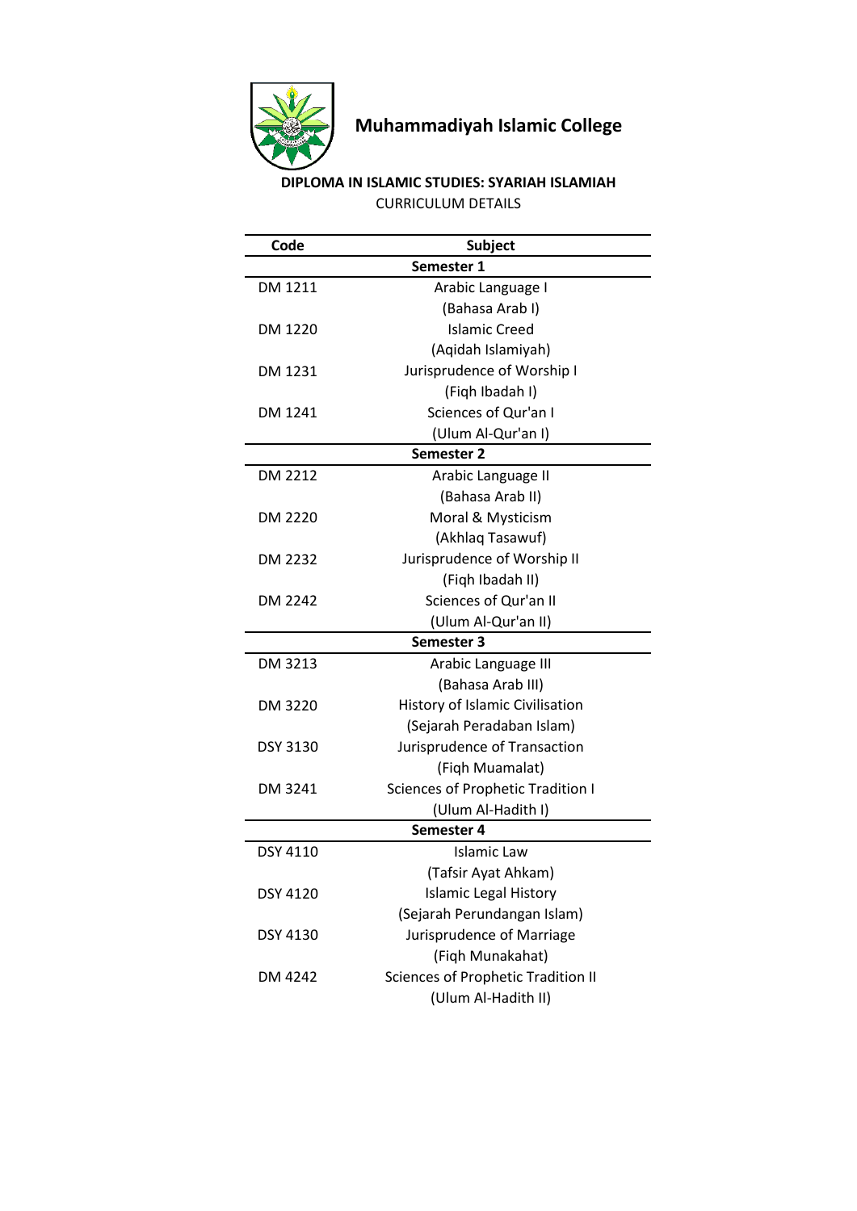# Muhammadiyah Islamic College

**DIPLOMA IN ISLAMIC STUDIES: SYARIAH ISLAMIAH**

CURRICULUM DETAILS

| Code | Subject |
|---|---|
| | **Semester 1** |
| DM 1211 | Arabic Language I (Bahasa Arab I) |
| DM 1220 | Islamic Creed (Aqidah Islamiyah) |
| DM 1231 | Jurisprudence of Worship I (Fiqh Ibadah I) |
| DM 1241 | Sciences of Qur'an I (Ulum Al-Qur'an I) |
| | **Semester 2** |
| DM 2212 | Arabic Language II (Bahasa Arab II) |
| DM 2220 | Moral & Mysticism (Akhlaq Tasawuf) |
| DM 2232 | Jurisprudence of Worship II (Fiqh Ibadah II) |
| DM 2242 | Sciences of Qur'an II (Ulum Al-Qur'an II) |
| | **Semester 3** |
| DM 3213 | Arabic Language III (Bahasa Arab III) |
| DM 3220 | History of Islamic Civilisation (Sejarah Peradaban Islam) |
| DSY 3130 | Jurisprudence of Transaction (Fiqh Muamalat) |
| DM 3241 | Sciences of Prophetic Tradition I (Ulum Al-Hadith I) |
| | **Semester 4** |
| DSY 4110 | Islamic Law (Tafsir Ayat Ahkam) |
| DSY 4120 | Islamic Legal History (Sejarah Perundangan Islam) |
| DSY 4130 | Jurisprudence of Marriage (Fiqh Munakahat) |
| DM 4242 | Sciences of Prophetic Tradition II (Ulum Al-Hadith II) |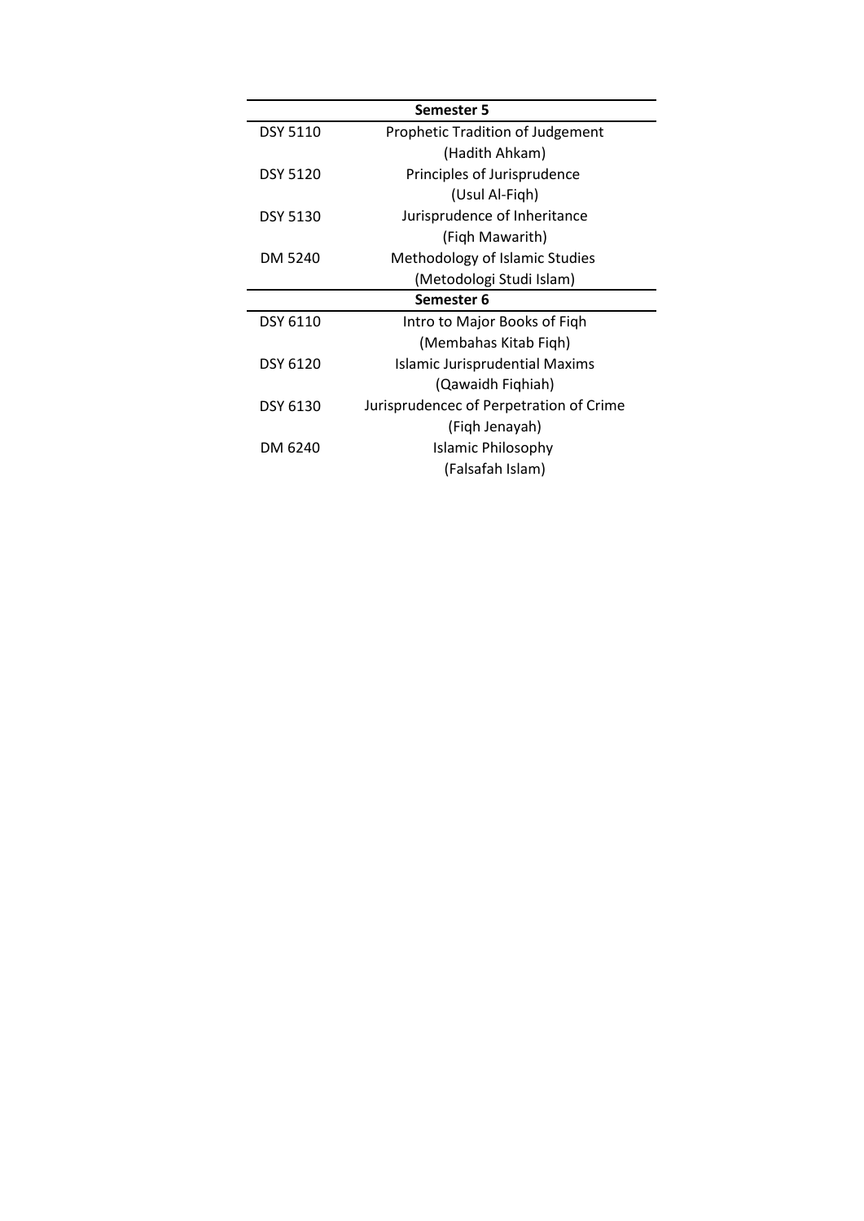| Semester 5 | |
|---|---|
| DSY 5110 | Prophetic Tradition of Judgement (Hadith Ahkam) |
| DSY 5120 | Principles of Jurisprudence (Usul Al-Fiqh) |
| DSY 5130 | Jurisprudence of Inheritance (Fiqh Mawarith) |
| DM 5240 | Methodology of Islamic Studies (Metodologi Studi Islam) |
| **Semester 6** | |
| DSY 6110 | Intro to Major Books of Fiqh (Membahas Kitab Fiqh) |
| DSY 6120 | Islamic Jurisprudential Maxims (Qawaidh Fiqhiah) |
| DSY 6130 | Jurisprudencec of Perpetration of Crime (Fiqh Jenayah) |
| DM 6240 | Islamic Philosophy (Falsafah Islam) |